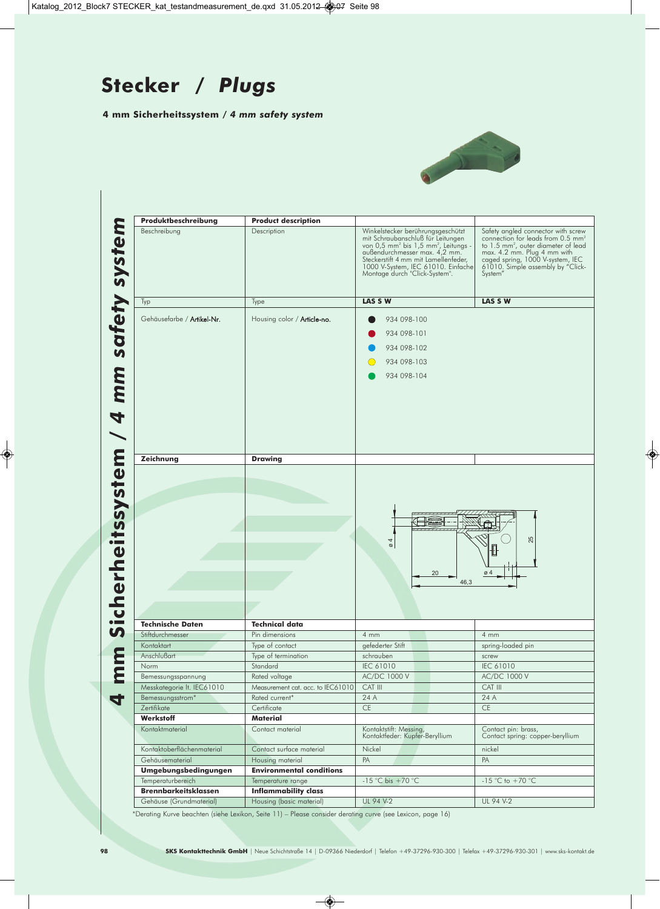# Stecker / *Plugs*

**4 mm Sicherheitssystem / *4 mm safety system***

**4 mm Sicherheitssystem / 4 mm safety system**

| Produktbeschreibung | Product description | | |
|---|---|---|---|
| Beschreibung | Description | Winkelstecker berührungsgeschützt mit Schraubanschluß für Leitungen von 0,5 mm² bis 1,5 mm², Leitungs - außendurchmesser max. 4,2 mm. Steckerstift 4 mm mit Lamellenfeder, 1000 V-System, IEC 61010. Einfache Montage durch "Click-System". | Safety angled connector with screw connection for leads from 0.5 mm² to 1.5 mm², outer diameter of lead max. 4.2 mm. Plug 4 mm with caged spring, 1000 V-system, IEC 61010. Simple assembly by "Click-System" |
| Typ | Type | **LAS S W** | **LAS S W** |
| Gehäusefarbe / Artikel-Nr. | Housing color / Article-no. | ● (schwarz) 934 098-100<br>● (rot) 934 098-101<br>● (blau) 934 098-102<br>● (gelb) 934 098-103<br>● (grün) 934 098-104 | |
| **Zeichnung** | **Drawing** | ø 4; 20; 46,3; ø 4; 25 | |
| **Technische Daten** | **Technical data** | | |
| Stiftdurchmesser | Pin dimensions | 4 mm | 4 mm |
| Kontaktart | Type of contact | gefederter Stift | spring-loaded pin |
| Anschlußart | Type of termination | schrauben | screw |
| Norm | Standard | IEC 61010 | IEC 61010 |
| Bemessungsspannung | Rated voltage | AC/DC 1000 V | AC/DC 1000 V |
| Messkategorie lt. IEC61010 | Measurement cat. acc. to IEC61010 | CAT III | CAT III |
| Bemessungsstrom* | Rated current* | 24 A | 24 A |
| Zertifikate | Certificate | CE | CE |
| **Werkstoff** | **Material** | | |
| Kontaktmaterial | Contact material | Kontaktstift: Messing, Kontaktfeder: Kupfer-Beryllium | Contact pin: brass, Contact spring: copper-beryllium |
| Kontaktoberflächenmaterial | Contact surface material | Nickel | nickel |
| Gehäusematerial | Housing material | PA | PA |
| **Umgebungsbedingungen** | **Environmental conditions** | | |
| Temperaturbereich | Temperature range | -15 °C bis +70 °C | -15 °C to +70 °C |
| **Brennbarkeitsklassen** | **Inflammability class** | | |
| Gehäuse (Grundmaterial) | Housing (basic material) | UL 94 V-2 | UL 94 V-2 |

*Derating Kurve beachten (siehe Lexikon, Seite 11) – Please consider derating curve (see Lexicon, page 16)

**SKS Kontakttechnik GmbH** | Neue Schichtstraße 14 | D-09366 Niederdorf | Telefon +49-37296-930-300 | Telefax +49-37296-930-301 | www.sks-kontakt.de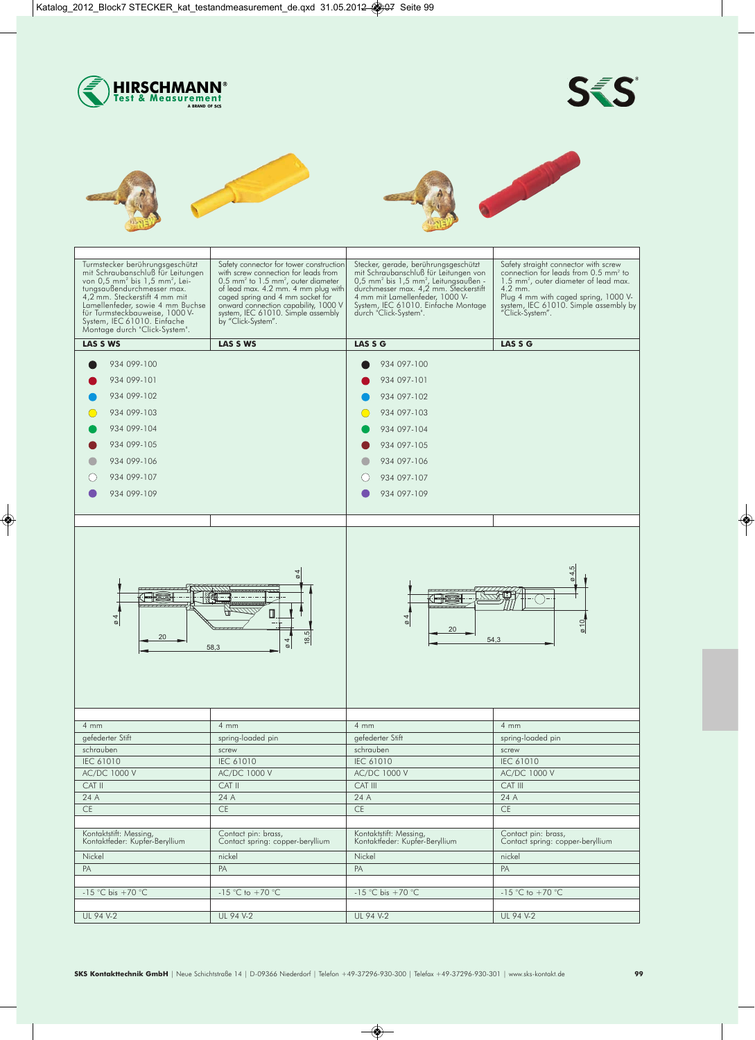| | | | |
|---|---|---|---|
| Turmstecker berührungsgeschützt mit Schraubanschluß für Leitungen von 0,5 mm² bis 1,5 mm², Leitungsaußendurchmesser max. 4,2 mm. Steckerstift 4 mm mit Lamellenfeder, sowie 4 mm Buchse für Turmsteckbauweise, 1000 V-System, IEC 61010. Einfache Montage durch "Click-System". | Safety connector for tower construction with screw connection for leads from 0.5 mm² to 1.5 mm², outer diameter of lead max. 4.2 mm. 4 mm plug with caged spring and 4 mm socket for onward connection capability, 1000 V system, IEC 61010. Simple assembly by "Click-System". | Stecker, gerade, berührungsgeschützt mit Schraubanschluß für Leitungen von 0,5 mm² bis 1,5 mm², Leitungsaußendurchmesser max. 4,2 mm. Steckerstift 4 mm mit Lamellenfeder, 1000 V-System, IEC 61010. Einfache Montage durch "Click-System". | Safety straight connector with screw connection for leads from 0.5 mm² to 1.5 mm², outer diameter of lead max. 4.2 mm. Plug 4 mm with caged spring, 1000 V-system, IEC 61010. Simple assembly by "Click-System". |
| **LAS S WS** | **LAS S WS** | **LAS S G** | **LAS S G** |
| 934 099-100 | | 934 097-100 | |
| 934 099-101 | | 934 097-101 | |
| 934 099-102 | | 934 097-102 | |
| 934 099-103 | | 934 097-103 | |
| 934 099-104 | | 934 097-104 | |
| 934 099-105 | | 934 097-105 | |
| 934 099-106 | | 934 097-106 | |
| 934 099-107 | | 934 097-107 | |
| 934 099-109 | | 934 097-109 | |

ø 4, ø 4, ø 4, 20, 58,3, 18,5

ø 4, ø 4,5, ø 10, 20, 54,3

| | | | |
|---|---|---|---|
| 4 mm | 4 mm | 4 mm | 4 mm |
| gefederter Stift | spring-loaded pin | gefederter Stift | spring-loaded pin |
| schrauben | screw | schrauben | screw |
| IEC 61010 | IEC 61010 | IEC 61010 | IEC 61010 |
| AC/DC 1000 V | AC/DC 1000 V | AC/DC 1000 V | AC/DC 1000 V |
| CAT II | CAT II | CAT III | CAT III |
| 24 A | 24 A | 24 A | 24 A |
| CE | CE | CE | CE |
| | | | |
| Kontaktstift: Messing, Kontaktfeder: Kupfer-Beryllium | Contact pin: brass, Contact spring: copper-beryllium | Kontaktstift: Messing, Kontaktfeder: Kupfer-Beryllium | Contact pin: brass, Contact spring: copper-beryllium |
| Nickel | nickel | Nickel | nickel |
| PA | PA | PA | PA |
| | | | |
| -15 °C bis +70 °C | -15 °C to +70 °C | -15 °C bis +70 °C | -15 °C to +70 °C |
| | | | |
| UL 94 V-2 | UL 94 V-2 | UL 94 V-2 | UL 94 V-2 |

**SKS Kontakttechnik GmbH** | Neue Schichtstraße 14 | D-09366 Niederdorf | Telefon +49-37296-930-300 | Telefax +49-37296-930-301 | www.sks-kontakt.de